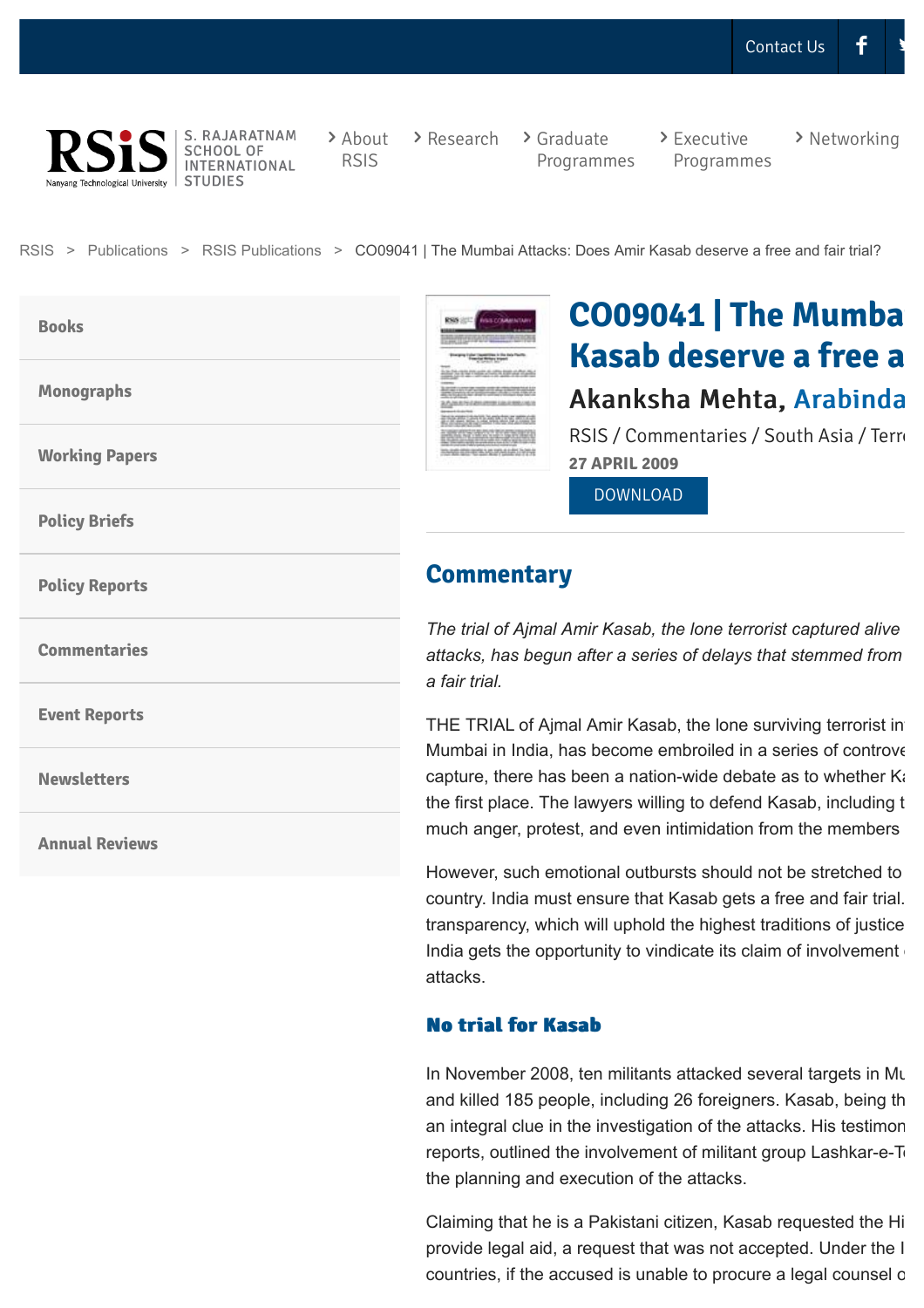Contact Us

RSIS Nanyang Technological University | S. RAJARATNAM SCHOOL OF INTERNATIONAL STUDIES

About RSIS | Research | Graduate Programmes | Executive Programmes | Networking

RSIS > Publications > RSIS Publications > CO09041 | The Mumbai Attacks: Does Amir Kasab deserve a free and fair trial?

- Books
- Monographs
- Working Papers
- Policy Briefs
- Policy Reports
- Commentaries
- Event Reports
- Newsletters
- Annual Reviews

# CO09041 | The Mumba Kasab deserve a free a

## Akanksha Mehta, Arabinda

RSIS / Commentaries / South Asia / Terr

**27 APRIL 2009**

DOWNLOAD

## Commentary

*The trial of Ajmal Amir Kasab, the lone terrorist captured alive attacks, has begun after a series of delays that stemmed from a fair trial.*

THE TRIAL of Ajmal Amir Kasab, the lone surviving terrorist in Mumbai in India, has become embroiled in a series of controve capture, there has been a nation-wide debate as to whether Ka the first place. The lawyers willing to defend Kasab, including t much anger, protest, and even intimidation from the members

However, such emotional outbursts should not be stretched to country. India must ensure that Kasab gets a free and fair trial. transparency, which will uphold the highest traditions of justice India gets the opportunity to vindicate its claim of involvement attacks.

### No trial for Kasab

In November 2008, ten militants attacked several targets in Mu and killed 185 people, including 26 foreigners. Kasab, being th an integral clue in the investigation of the attacks. His testimon reports, outlined the involvement of militant group Lashkar-e-T the planning and execution of the attacks.

Claiming that he is a Pakistani citizen, Kasab requested the Hi provide legal aid, a request that was not accepted. Under the I countries, if the accused is unable to procure a legal counsel o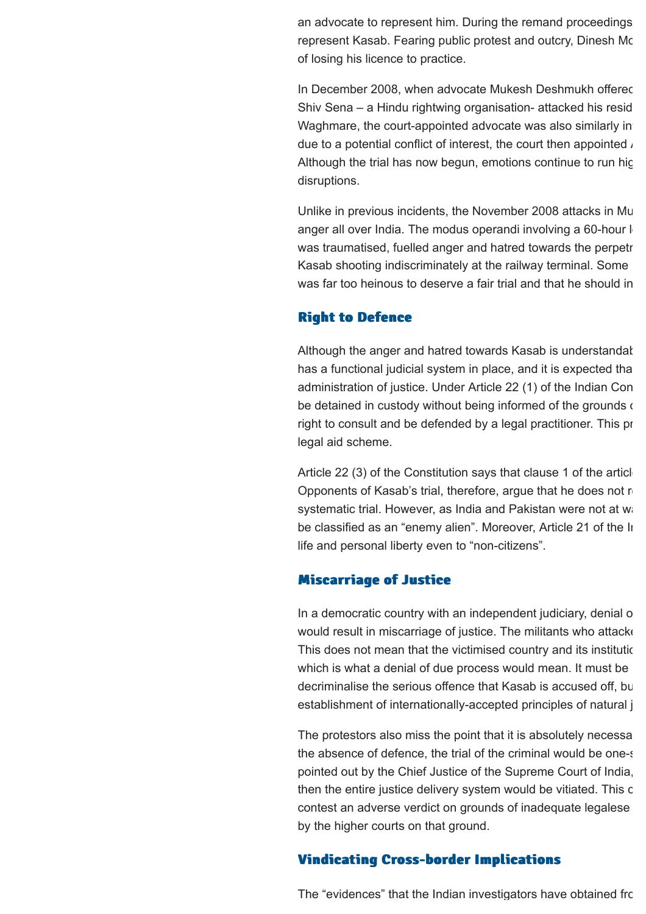an advocate to represent him. During the remand proceedings
represent Kasab. Fearing public protest and outcry, Dinesh Mo
of losing his licence to practice.

In December 2008, when advocate Mukesh Deshmukh offered
Shiv Sena – a Hindu rightwing organisation- attacked his resid
Waghmare, the court-appointed advocate was also similarly in
due to a potential conflict of interest, the court then appointed A
Although the trial has now begun, emotions continue to run hig
disruptions.

Unlike in previous incidents, the November 2008 attacks in Mu
anger all over India. The modus operandi involving a 60-hour l
was traumatised, fuelled anger and hatred towards the perpetr
Kasab shooting indiscriminately at the railway terminal. Some
was far too heinous to deserve a fair trial and that he should in

## Right to Defence

Although the anger and hatred towards Kasab is understandab
has a functional judicial system in place, and it is expected tha
administration of justice. Under Article 22 (1) of the Indian Con
be detained in custody without being informed of the grounds o
right to consult and be defended by a legal practitioner. This pr
legal aid scheme.

Article 22 (3) of the Constitution says that clause 1 of the articl
Opponents of Kasab's trial, therefore, argue that he does not r
systematic trial. However, as India and Pakistan were not at wa
be classified as an "enemy alien". Moreover, Article 21 of the In
life and personal liberty even to "non-citizens".

## Miscarriage of Justice

In a democratic country with an independent judiciary, denial o
would result in miscarriage of justice. The militants who attacke
This does not mean that the victimised country and its institutio
which is what a denial of due process would mean. It must be
decriminalise the serious offence that Kasab is accused off, bu
establishment of internationally-accepted principles of natural j

The protestors also miss the point that it is absolutely necessa
the absence of defence, the trial of the criminal would be one-s
pointed out by the Chief Justice of the Supreme Court of India,
then the entire justice delivery system would be vitiated. This c
contest an adverse verdict on grounds of inadequate legalese
by the higher courts on that ground.

## Vindicating Cross-border Implications

The "evidences" that the Indian investigators have obtained fro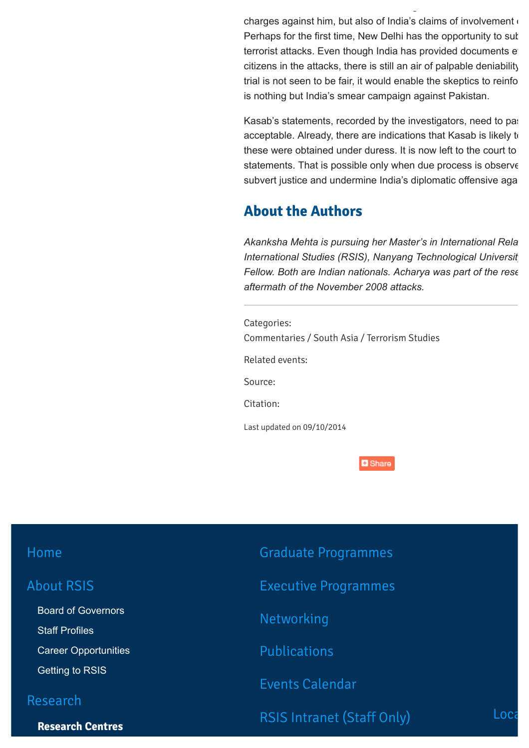charges against him, but also of India's claims of involvement o
Perhaps for the first time, New Delhi has the opportunity to sub
terrorist attacks. Even though India has provided documents e
citizens in the attacks, there is still an air of palpable deniability
trial is not seen to be fair, it would enable the skeptics to reinfo
is nothing but India's smear campaign against Pakistan.

Kasab's statements, recorded by the investigators, need to pas
acceptable. Already, there are indications that Kasab is likely to
these were obtained under duress. It is now left to the court to
statements. That is possible only when due process is observe
subvert justice and undermine India's diplomatic offensive aga

## About the Authors

*Akanksha Mehta is pursuing her Master's in International Rela International Studies (RSIS), Nanyang Technological Universit Fellow. Both are Indian nationals. Acharya was part of the rese aftermath of the November 2008 attacks.*

---

Categories:
Commentaries / South Asia / Terrorism Studies

Related events:

Source:

Citation:

Last updated on 09/10/2014

Share

Home

About RSIS

- Board of Governors
- Staff Profiles
- Career Opportunities
- Getting to RSIS

Research

- **Research Centres**

Graduate Programmes

Executive Programmes

Networking

Publications

Events Calendar

RSIS Intranet (Staff Only)

Loca